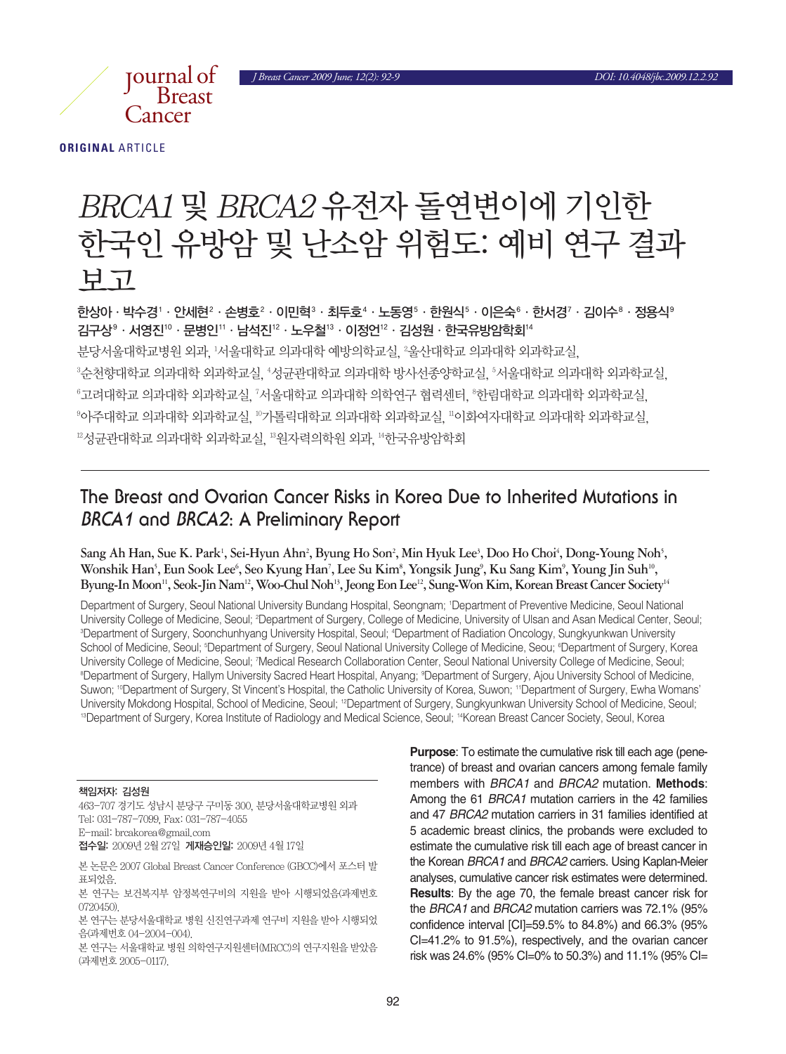**ORIGINAL** ARTICLE

# *BRCA1* 및 *BRCA2* 유전자 돌연변이에 기인한 한국인 유방암 및 난소암 위험도: 예비 연구 결과 보고

**한상아 · 박수경[1] · 안세현[2] · 손병호[2] · 이민혁[3] · 최두호[4] · 노동영[5] · 한원식[5] · 이은숙[6] · 한서경[7] · 김이수[8] · 정용식[9] 김구상[9] · 서영진[10] · 문병인[11] · 남석진[12] · 노우철[13] · 이정언[12] · 김성원 · 한국유방암학회[14]**

분당서울대학교병원 외과, [1]서울대학교 의과대학 예방의학교실, [2]울산대학교 의과대학 외과학교실, [3]순천향대학교 의과대학 외과학교실, [4]성균관대학교 의과대학 방사선종양학교실, [5]서울대학교 의과대학 외과학교실, [6]고려대학교 의과대학 외과학교실, [7]서울대학교 의과대학 의학연구 협력센터, [8]한림대학교 의과대학 외과학교실, [9]아주대학교 의과대학 외과학교실, [10]가톨릭대학교 의과대학 외과학교실, [11]이화여자대학교 의과대학 외과학교실, [12]성균관대학교 의과대학 외과학교실, [13]원자력의학원 외과, [14]한국유방암학회

## The Breast and Ovarian Cancer Risks in Korea Due to Inherited Mutations in *BRCA1* and *BRCA2*: A Preliminary Report

**Sang Ah Han, Sue K. Park[1], Sei-Hyun Ahn[2], Byung Ho Son[2], Min Hyuk Lee[3], Doo Ho Choi[4], Dong-Young Noh[5], Wonshik Han[5], Eun Sook Lee[6], Seo Kyung Han[7], Lee Su Kim[8], Yongsik Jung[9], Ku Sang Kim[9], Young Jin Suh[10], Byung-In Moon[11], Seok-Jin Nam[12], Woo-Chul Noh[13], Jeong Eon Lee[12], Sung-Won Kim, Korean Breast Cancer Society[14]**

Department of Surgery, Seoul National University Bundang Hospital, Seongnam; [1]Department of Preventive Medicine, Seoul National University College of Medicine, Seoul; [2]Department of Surgery, College of Medicine, University of Ulsan and Asan Medical Center, Seoul; [3]Department of Surgery, Soonchunhyang University Hospital, Seoul; [4]Department of Radiation Oncology, Sungkyunkwan University School of Medicine, Seoul; [5]Department of Surgery, Seoul National University College of Medicine, Seou; [6]Department of Surgery, Korea University College of Medicine, Seoul; [7]Medical Research Collaboration Center, Seoul National University College of Medicine, Seoul; [8]Department of Surgery, Hallym University Sacred Heart Hospital, Anyang; [9]Department of Surgery, Ajou University School of Medicine, Suwon; [10]Department of Surgery, St Vincent's Hospital, the Catholic University of Korea, Suwon; [11]Department of Surgery, Ewha Womans' University Mokdong Hospital, School of Medicine, Seoul; [12]Department of Surgery, Sungkyunkwan University School of Medicine, Seoul; [13]Department of Surgery, Korea Institute of Radiology and Medical Science, Seoul; [14]Korean Breast Cancer Society, Seoul, Korea

**Purpose**: To estimate the cumulative risk till each age (penetrance) of breast and ovarian cancers among female family members with *BRCA1* and *BRCA2* mutation. **Methods**: Among the 61 *BRCA1* mutation carriers in the 42 families and 47 *BRCA2* mutation carriers in 31 families identified at 5 academic breast clinics, the probands were excluded to estimate the cumulative risk till each age of breast cancer in the Korean *BRCA1* and *BRCA2* carriers. Using Kaplan-Meier analyses, cumulative cancer risk estimates were determined. **Results**: By the age 70, the female breast cancer risk for the *BRCA1* and *BRCA2* mutation carriers was 72.1% (95% confidence interval [CI]=59.5% to 84.8%) and 66.3% (95% CI=41.2% to 91.5%), respectively, and the ovarian cancer risk was 24.6% (95% CI=0% to 50.3%) and 11.1% (95% CI=

**책임저자: 김성원**
463-707 경기도 성남시 분당구 구미동 300, 분당서울대학교병원 외과
Tel: 031-787-7099, Fax: 031-787-4055
E-mail: brcakorea@gmail.com
**접수일:** 2009년 2월 27일 **게재승인일:** 2009년 4월 17일

본 논문은 2007 Global Breast Cancer Conference (GBCC)에서 포스터 발표되었음.
본 연구는 보건복지부 암정복연구비의 지원을 받아 시행되었음(과제번호 0720450).
본 연구는 분당서울대학교 병원 신진연구과제 연구비 지원을 받아 시행되었음(과제번호 04-2004-004).
본 연구는 서울대학교 병원 의학연구지원센터(MRCC)의 연구지원을 받았음(과제번호 2005-0117).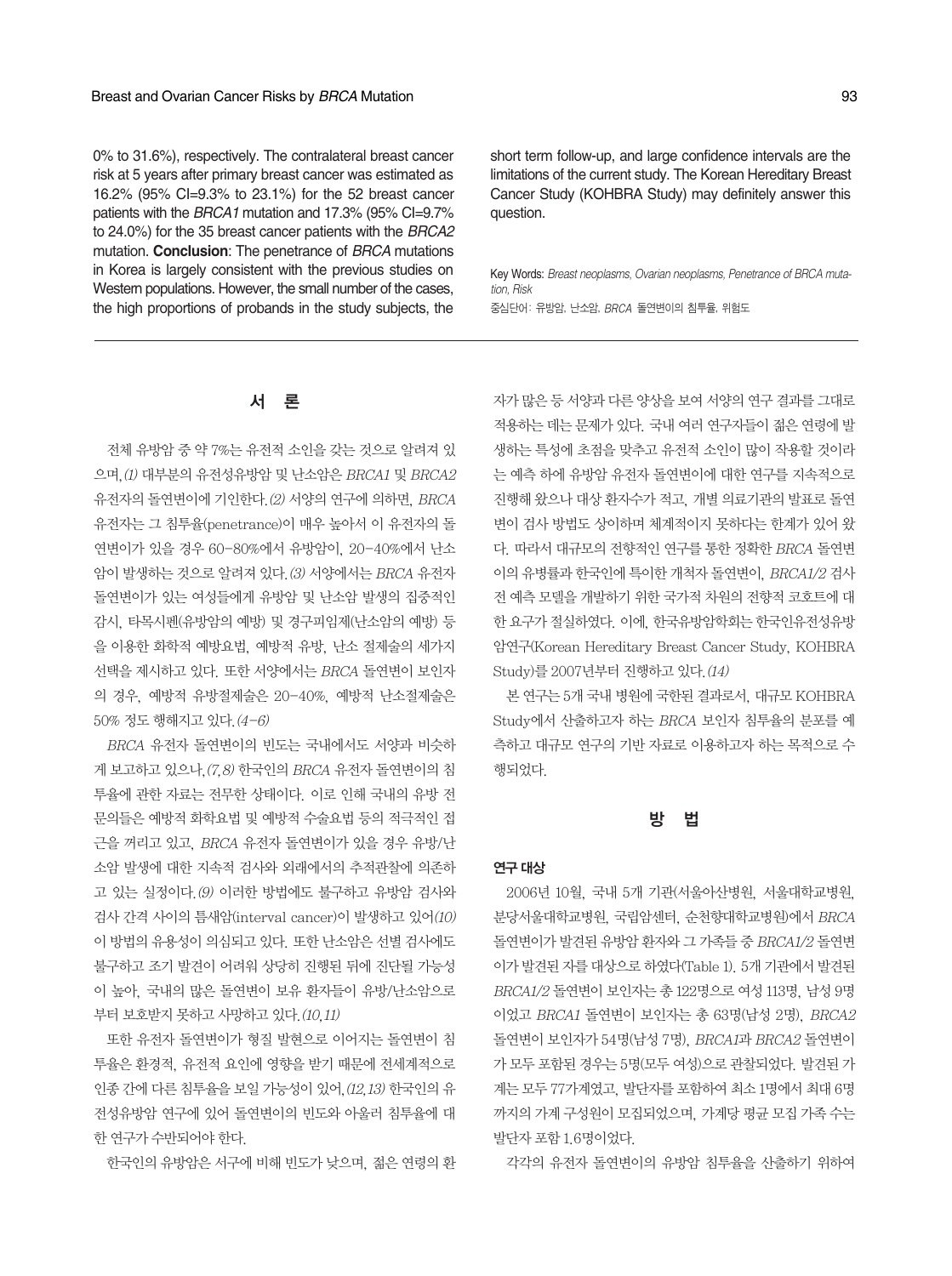0% to 31.6%), respectively. The contralateral breast cancer risk at 5 years after primary breast cancer was estimated as 16.2% (95% CI=9.3% to 23.1%) for the 52 breast cancer patients with the *BRCA1* mutation and 17.3% (95% CI=9.7% to 24.0%) for the 35 breast cancer patients with the *BRCA2* mutation. **Conclusion**: The penetrance of *BRCA* mutations in Korea is largely consistent with the previous studies on Western populations. However, the small number of the cases, the high proportions of probands in the study subjects, the short term follow-up, and large confidence intervals are the limitations of the current study. The Korean Hereditary Breast Cancer Study (KOHBRA Study) may definitely answer this question.

Key Words: *Breast neoplasms, Ovarian neoplasms, Penetrance of BRCA mutation, Risk*

중심단어: 유방암, 난소암, *BRCA* 돌연변이의 침투율, 위험도

## 서 론

전체 유방암 중 약 7%는 유전적 소인을 갖는 것으로 알려져 있으며,(1) 대부분의 유전성유방암 및 난소암은 *BRCA1* 및 *BRCA2* 유전자의 돌연변이에 기인한다.(2) 서양의 연구에 의하면, *BRCA* 유전자는 그 침투율(penetrance)이 매우 높아서 이 유전자의 돌연변이가 있을 경우 60-80%에서 유방암이, 20-40%에서 난소암이 발생하는 것으로 알려져 있다.(3) 서양에서는 *BRCA* 유전자 돌연변이가 있는 여성들에게 유방암 및 난소암 발생의 집중적인 감시, 타목시펜(유방암의 예방) 및 경구피임제(난소암의 예방) 등을 이용한 화학적 예방요법, 예방적 유방, 난소 절제술의 세가지 선택을 제시하고 있다. 또한 서양에서는 *BRCA* 돌연변이 보인자의 경우, 예방적 유방절제술은 20-40%, 예방적 난소절제술은 50% 정도 행해지고 있다.(4-6)

*BRCA* 유전자 돌연변이의 빈도는 국내에서도 서양과 비슷하게 보고하고 있으나,(7,8) 한국인의 *BRCA* 유전자 돌연변이의 침투율에 관한 자료는 전무한 상태이다. 이로 인해 국내의 유방 전문의들은 예방적 화학요법 및 예방적 수술요법 등의 적극적인 접근을 꺼리고 있고, *BRCA* 유전자 돌연변이가 있을 경우 유방/난소암 발생에 대한 지속적 검사와 외래에서의 추적관찰에 의존하고 있는 실정이다.(9) 이러한 방법에도 불구하고 유방암 검사와 검사 간격 사이의 틈새암(interval cancer)이 발생하고 있어(10) 이 방법의 유용성이 의심되고 있다. 또한 난소암은 선별 검사에도 불구하고 조기 발견이 어려워 상당히 진행된 뒤에 진단될 가능성이 높아, 국내의 많은 돌연변이 보유 환자들이 유방/난소암으로부터 보호받지 못하고 사망하고 있다.(10,11)

또한 유전자 돌연변이가 형질 발현으로 이어지는 돌연변이 침투율은 환경적, 유전적 요인에 영향을 받기 때문에 전세계적으로 인종 간에 다른 침투율을 보일 가능성이 있어,(12,13) 한국인의 유전성유방암 연구에 있어 돌연변이의 빈도와 아울러 침투율에 대한 연구가 수반되어야 한다.

한국인의 유방암은 서구에 비해 빈도가 낮으며, 젊은 연령의 환자가 많은 등 서양과 다른 양상을 보여 서양의 연구 결과를 그대로 적용하는 데는 문제가 있다. 국내 여러 연구자들이 젊은 연령에 발생하는 특성에 초점을 맞추고 유전적 소인이 많이 작용할 것이라는 예측 하에 유방암 유전자 돌연변이에 대한 연구를 지속적으로 진행해 왔으나 대상 환자수가 적고, 개별 의료기관의 발표로 돌연변이 검사 방법도 상이하며 체계적이지 못하다는 한계가 있어 왔다. 따라서 대규모의 전향적인 연구를 통한 정확한 *BRCA* 돌연변이의 유병률과 한국인에 특이한 개척자 돌연변이, *BRCA1/2* 검사 전 예측 모델을 개발하기 위한 국가적 차원의 전향적 코호트에 대한 요구가 절실하였다. 이에, 한국유방암학회는 한국인유전성유방암연구(Korean Hereditary Breast Cancer Study, KOHBRA Study)를 2007년부터 진행하고 있다.(14)

본 연구는 5개 국내 병원에 국한된 결과로서, 대규모 KOHBRA Study에서 산출하고자 하는 *BRCA* 보인자 침투율의 분포를 예측하고 대규모 연구의 기반 자료로 이용하고자 하는 목적으로 수행되었다.

## 방 법

### 연구 대상

2006년 10월, 국내 5개 기관(서울아산병원, 서울대학교병원, 분당서울대학교병원, 국립암센터, 순천향대학교병원)에서 *BRCA* 돌연변이가 발견된 유방암 환자와 그 가족들 중 *BRCA1/2* 돌연변이가 발견된 자를 대상으로 하였다(Table 1). 5개 기관에서 발견된 *BRCA1/2* 돌연변이 보인자는 총 122명으로 여성 113명, 남성 9명이었고 *BRCA1* 돌연변이 보인자는 총 63명(남성 2명), *BRCA2* 돌연변이 보인자가 54명(남성 7명), *BRCA1*과 *BRCA2* 돌연변이가 모두 포함된 경우는 5명(모두 여성)으로 관찰되었다. 발견된 가계는 모두 77가계였고, 발단자를 포함하여 최소 1명에서 최대 6명까지의 가계 구성원이 모집되었으며, 가계당 평균 모집 가족 수는 발단자 포함 1.6명이었다.

각각의 유전자 돌연변이의 유방암 침투율을 산출하기 위하여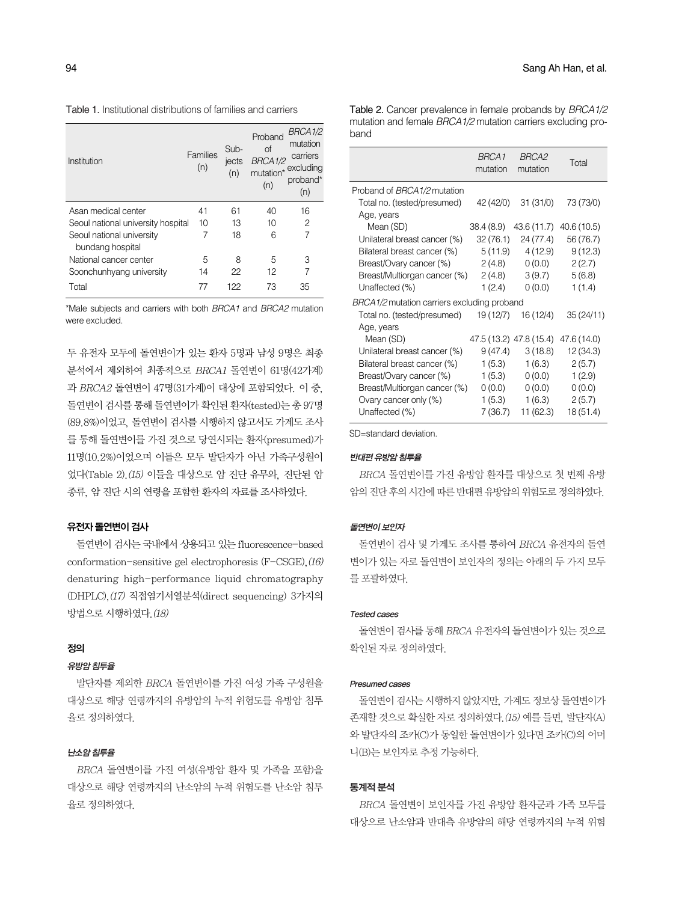Table 1. Institutional distributions of families and carriers

| Institution | Families (n) | Subjects (n) | Proband of *BRCA1/2* mutation* (n) | *BRCA1/2* mutation carriers excluding proband* (n) |
|---|---|---|---|---|
| Asan medical center | 41 | 61 | 40 | 16 |
| Seoul national university hospital | 10 | 13 | 10 | 2 |
| Seoul national university bundang hospital | 7 | 18 | 6 | 7 |
| National cancer center | 5 | 8 | 5 | 3 |
| Soonchunhyang university | 14 | 22 | 12 | 7 |
| Total | 77 | 122 | 73 | 35 |

*Male subjects and carriers with both *BRCA1* and *BRCA2* mutation were excluded.

두 유전자 모두에 돌연변이가 있는 환자 5명과 남성 9명은 최종 분석에서 제외하여 최종적으로 *BRCA1* 돌연변이 61명(42가계)과 *BRCA2* 돌연변이 47명(31가계)이 대상에 포함되었다. 이 중, 돌연변이 검사를 통해 돌연변이가 확인된 환자(tested)는 총 97명(89.8%)이었고, 돌연변이 검사를 시행하지 않고서도 가계도 조사를 통해 돌연변이를 가진 것으로 당연시되는 환자(presumed)가 11명(10.2%)이었으며 이들은 모두 발단자가 아닌 가족구성원이었다(Table 2).(15) 이들을 대상으로 암 진단 유무와, 진단된 암 종류, 암 진단 시의 연령을 포함한 환자의 자료를 조사하였다.

### 유전자 돌연변이 검사

돌연변이 검사는 국내에서 상용되고 있는 fluorescence-based conformation-sensitive gel electrophoresis (F-CSGE),(16) denaturing high-performance liquid chromatography (DHPLC),(17) 직접염기서열분석(direct sequencing) 3가지의 방법으로 시행하였다.(18)

### 정의

#### 유방암 침투율

발단자를 제외한 *BRCA* 돌연변이를 가진 여성 가족 구성원을 대상으로 해당 연령까지의 유방암의 누적 위험도를 유방암 침투율로 정의하였다.

#### 난소암 침투율

*BRCA* 돌연변이를 가진 여성(유방암 환자 및 가족을 포함)을 대상으로 해당 연령까지의 난소암의 누적 위험도를 난소암 침투율로 정의하였다.

Table 2. Cancer prevalence in female probands by *BRCA1/2* mutation and female *BRCA1/2* mutation carriers excluding proband

| | *BRCA1* mutation | *BRCA2* mutation | Total |
|---|---|---|---|
| Proband of *BRCA1/2* mutation | | | |
| Total no. (tested/presumed) | 42 (42/0) | 31 (31/0) | 73 (73/0) |
| Age, years | | | |
| Mean (SD) | 38.4 (8.9) | 43.6 (11.7) | 40.6 (10.5) |
| Unilateral breast cancer (%) | 32 (76.1) | 24 (77.4) | 56 (76.7) |
| Bilateral breast cancer (%) | 5 (11.9) | 4 (12.9) | 9 (12.3) |
| Breast/Ovary cancer (%) | 2 (4.8) | 0 (0.0) | 2 (2.7) |
| Breast/Multiorgan cancer (%) | 2 (4.8) | 3 (9.7) | 5 (6.8) |
| Unaffected (%) | 1 (2.4) | 0 (0.0) | 1 (1.4) |
| *BRCA1/2* mutation carriers excluding proband | | | |
| Total no. (tested/presumed) | 19 (12/7) | 16 (12/4) | 35 (24/11) |
| Age, years | | | |
| Mean (SD) | 47.5 (13.2) | 47.8 (15.4) | 47.6 (14.0) |
| Unilateral breast cancer (%) | 9 (47.4) | 3 (18.8) | 12 (34.3) |
| Bilateral breast cancer (%) | 1 (5.3) | 1 (6.3) | 2 (5.7) |
| Breast/Ovary cancer (%) | 1 (5.3) | 0 (0.0) | 1 (2.9) |
| Breast/Multiorgan cancer (%) | 0 (0.0) | 0 (0.0) | 0 (0.0) |
| Ovary cancer only (%) | 1 (5.3) | 1 (6.3) | 2 (5.7) |
| Unaffected (%) | 7 (36.7) | 11 (62.3) | 18 (51.4) |

SD=standard deviation.

#### 반대편 유방암 침투율

*BRCA* 돌연변이를 가진 유방암 환자를 대상으로 첫 번째 유방암의 진단 후의 시간에 따른 반대편 유방암의 위험도로 정의하였다.

#### 돌연변이 보인자

돌연변이 검사 및 가계도 조사를 통하여 *BRCA* 유전자의 돌연변이가 있는 자로 돌연변이 보인자의 정의는 아래의 두 가지 모두를 포괄하였다.

#### Tested cases

돌연변이 검사를 통해 *BRCA* 유전자의 돌연변이가 있는 것으로 확인된 자로 정의하였다.

#### Presumed cases

돌연변이 검사는 시행하지 않았지만, 가계도 정보상 돌연변이가 존재할 것으로 확실한 자로 정의하였다.(15) 예를 들면, 발단자(A)와 발단자의 조카(C)가 동일한 돌연변이가 있다면 조카(C)의 어머니(B)는 보인자로 추정 가능하다.

### 통계적 분석

*BRCA* 돌연변이 보인자를 가진 유방암 환자군과 가족 모두를 대상으로 난소암과 반대측 유방암의 해당 연령까지의 누적 위험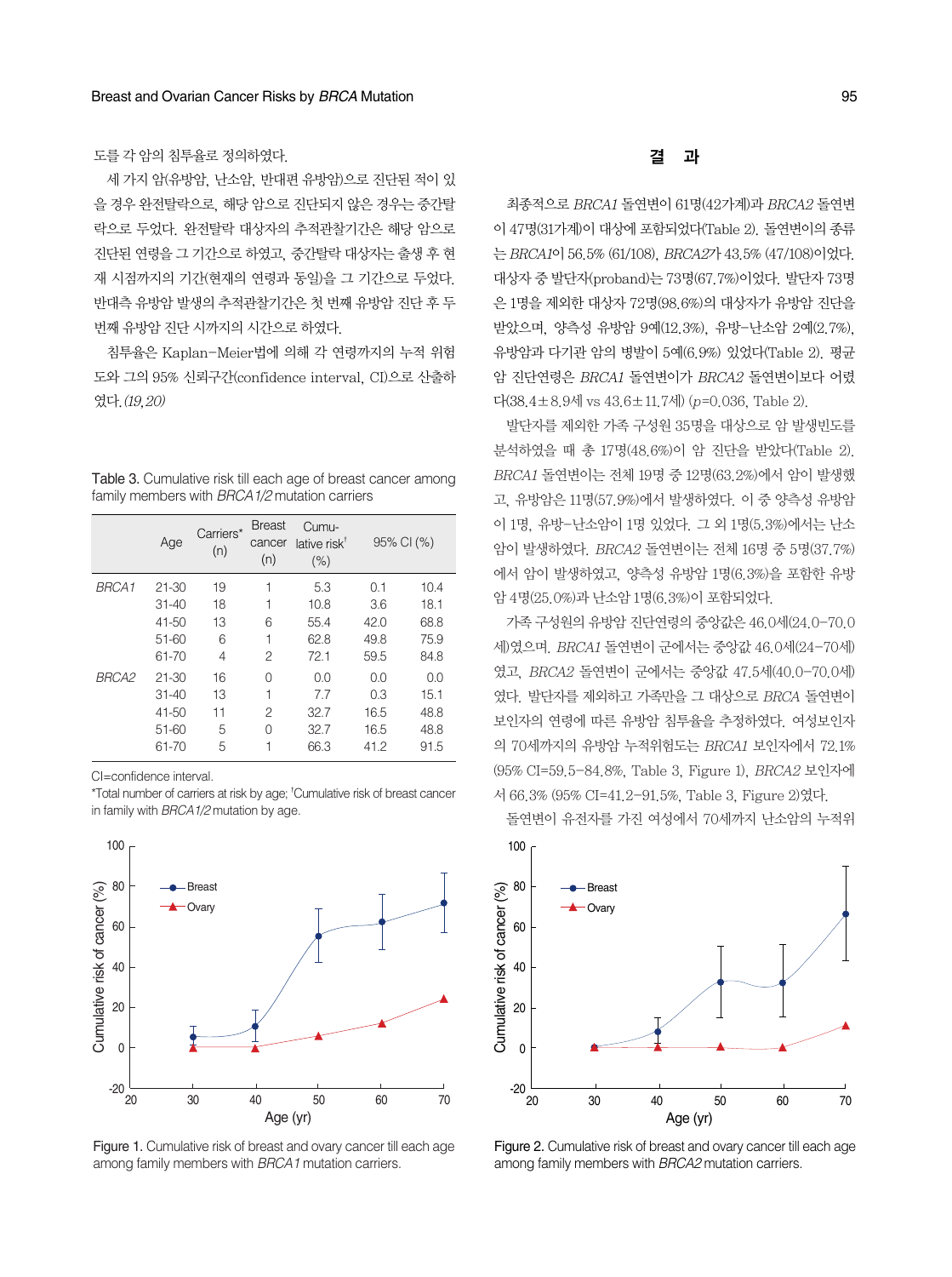도를 각 암의 침투율로 정의하였다.

세 가지 암(유방암, 난소암, 반대편 유방암)으로 진단된 적이 있을 경우 완전탈락으로, 해당 암으로 진단되지 않은 경우는 중간탈락으로 두었다. 완전탈락 대상자의 추적관찰기간은 해당 암으로 진단된 연령을 그 기간으로 하였고, 중간탈락 대상자는 출생 후 현재 시점까지의 기간(현재의 연령과 동일)을 그 기간으로 두었다. 반대측 유방암 발생의 추적관찰기간은 첫 번째 유방암 진단 후 두 번째 유방암 진단 시점까지의 시간으로 하였다.

침투율은 Kaplan-Meier법에 의해 각 연령까지의 누적 위험도와 그의 95% 신뢰구간(confidence interval, CI)으로 산출하였다.*(19,20)*

Table 3. Cumulative risk till each age of breast cancer among family members with *BRCA1/2* mutation carriers

| | Age | Carriers* (n) | Breast cancer (n) | Cumulative risk† (%) | 95% CI (%) | |
|---|---|---|---|---|---|---|
| *BRCA1* | 21-30 | 19 | 1 | 5.3 | 0.1 | 10.4 |
| | 31-40 | 18 | 1 | 10.8 | 3.6 | 18.1 |
| | 41-50 | 13 | 6 | 55.4 | 42.0 | 68.8 |
| | 51-60 | 6 | 1 | 62.8 | 49.8 | 75.9 |
| | 61-70 | 4 | 2 | 72.1 | 59.5 | 84.8 |
| *BRCA2* | 21-30 | 16 | 0 | 0.0 | 0.0 | 0.0 |
| | 31-40 | 13 | 1 | 7.7 | 0.3 | 15.1 |
| | 41-50 | 11 | 2 | 32.7 | 16.5 | 48.8 |
| | 51-60 | 5 | 0 | 32.7 | 16.5 | 48.8 |
| | 61-70 | 5 | 1 | 66.3 | 41.2 | 91.5 |

CI=confidence interval.
*Total number of carriers at risk by age; †Cumulative risk of breast cancer in family with *BRCA1/2* mutation by age.

Figure 1. Cumulative risk of breast and ovary cancer till each age among family members with *BRCA1* mutation carriers.

## 결 과

최종적으로 *BRCA1* 돌연변이 61명(42가계)과 *BRCA2* 돌연변이 47명(31가계)이 대상에 포함되었다(Table 2). 돌연변이의 종류는 *BRCA1*이 56.5% (61/108), *BRCA2*가 43.5% (47/108)이었다. 대상자 중 발단자(proband)는 73명(67.7%)이었다. 발단자 73명은 1명을 제외한 대상자 72명(98.6%)의 대상자가 유방암 진단을 받았으며, 양측성 유방암 9예(12.3%), 유방–난소암 2예(2.7%), 유방암과 다기관 암의 병발이 5예(6.9%) 있었다(Table 2). 평균 암 진단연령은 *BRCA1* 돌연변이가 *BRCA2* 돌연변이보다 어렸다(38.4±8.9세 vs 43.6±11.7세) ($p$=0.036, Table 2).

발단자를 제외한 가족 구성원 35명을 대상으로 암 발생빈도를 분석하였을 때 총 17명(48.6%)이 암 진단을 받았다(Table 2). *BRCA1* 돌연변이는 전체 19명 중 12명(63.2%)에서 암이 발생했고, 유방암은 11명(57.9%)에서 발생하였다. 이 중 양측성 유방암이 1명, 유방–난소암이 1명 있었다. 그 외 1명(5.3%)에서는 난소암이 발생하였다. *BRCA2* 돌연변이는 전체 16명 중 5명(37.7%)에서 암이 발생하였고, 양측성 유방 1명(6.3%)을 포함한 유방암 4명(25.0%)과 난소암 1명(6.3%)이 포함되었다.

가족 구성원의 유방암 진단연령의 중앙값은 46.0세(24.0–70.0세)였으며, *BRCA1* 돌연변이 군에서는 중앙값 46.0세(24–70세)였고, *BRCA2* 돌연변이 군에서는 중앙값 47.5세(40.0–70.0세)였다. 발단자를 제외하고 가족만을 그 대상으로 *BRCA* 돌연변이 보인자의 연령에 따른 유방암 침투율을 추정하였다. 여성보인자의 70세까지의 유방암 누적위험도는 *BRCA1* 보인자에서 72.1% (95% CI=59.5–84.8%, Table 3, Figure 1), *BRCA2* 보인자에서 66.3% (95% CI=41.2–91.5%, Table 3, Figure 2)였다.

돌연변이 유전자를 가진 여성에서 70세까지 난소암의 누적위

Figure 2. Cumulative risk of breast and ovary cancer till each age among family members with *BRCA2* mutation carriers.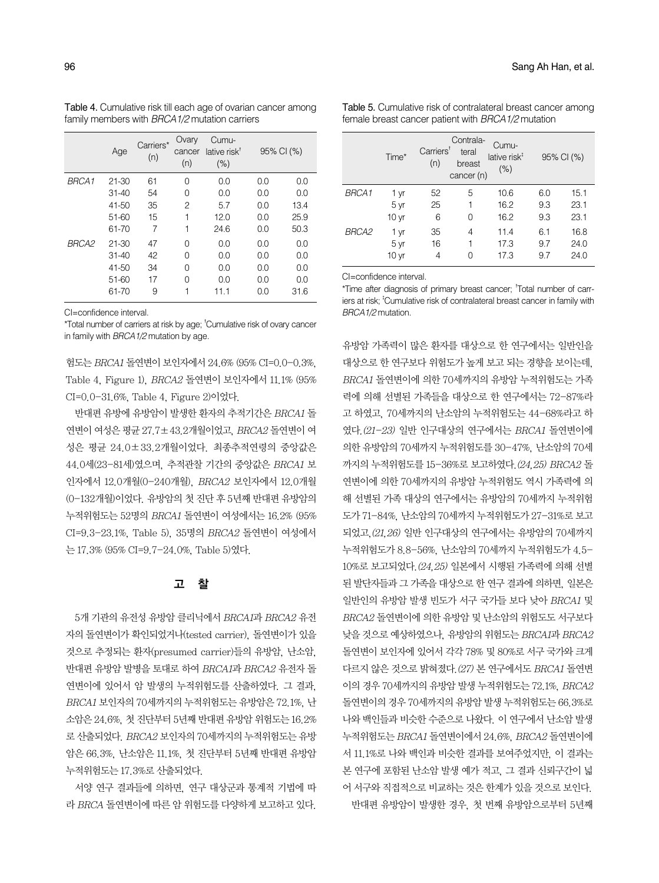Table 4. Cumulative risk till each age of ovarian cancer among family members with *BRCA1/2* mutation carriers

| | Age | Carriers* (n) | Ovary cancer (n) | Cumulative risk† (%) | 95% CI (%) | |
|---|---|---|---|---|---|---|
| *BRCA1* | 21-30 | 61 | 0 | 0.0 | 0.0 | 0.0 |
| | 31-40 | 54 | 0 | 0.0 | 0.0 | 0.0 |
| | 41-50 | 35 | 2 | 5.7 | 0.0 | 13.4 |
| | 51-60 | 15 | 1 | 12.0 | 0.0 | 25.9 |
| | 61-70 | 7 | 1 | 24.6 | 0.0 | 50.3 |
| *BRCA2* | 21-30 | 47 | 0 | 0.0 | 0.0 | 0.0 |
| | 31-40 | 42 | 0 | 0.0 | 0.0 | 0.0 |
| | 41-50 | 34 | 0 | 0.0 | 0.0 | 0.0 |
| | 51-60 | 17 | 0 | 0.0 | 0.0 | 0.0 |
| | 61-70 | 9 | 1 | 11.1 | 0.0 | 31.6 |

CI=confidence interval.
*Total number of carriers at risk by age; †Cumulative risk of ovary cancer in family with *BRCA1/2* mutation by age.

Table 5. Cumulative risk of contralateral breast cancer among female breast cancer patient with *BRCA1/2* mutation

| | Time* | Carriers† (n) | Contralateral breast cancer (n) | Cumulative risk‡ (%) | 95% CI (%) | |
|---|---|---|---|---|---|---|
| *BRCA1* | 1 yr | 52 | 5 | 10.6 | 6.0 | 15.1 |
| | 5 yr | 25 | 1 | 16.2 | 9.3 | 23.1 |
| | 10 yr | 6 | 0 | 16.2 | 9.3 | 23.1 |
| *BRCA2* | 1 yr | 35 | 4 | 11.4 | 6.1 | 16.8 |
| | 5 yr | 16 | 1 | 17.3 | 9.7 | 24.0 |
| | 10 yr | 4 | 0 | 17.3 | 9.7 | 24.0 |

CI=confidence interval.
*Time after diagnosis of primary breast cancer; †Total number of carriers at risk; ‡Cumulative risk of contralateral breast cancer in family with *BRCA1/2* mutation.

험도는 *BRCA1* 돌연변이 보인자에서 24.6% (95% CI=0.0-0.3%, Table 4, Figure 1), *BRCA2* 돌연변이 보인자에서 11.1% (95% CI=0.0-31.6%, Table 4, Figure 2)이었다.

반대편 유방에 유방암이 발생한 환자의 추적기간은 *BRCA1* 돌연변이 여성은 평균 27.7±43.2개월이었고, *BRCA2* 돌연변이 여성은 평균 24.0±33.2개월이었다. 최종추적연령의 중앙값은 44.0세(23-81세)였으며, 추적관찰 기간의 중앙값은 *BRCA1* 보인자에서 12.0개월(0-240개월), *BRCA2* 보인자에서 12.0개월(0-132개월)이었다. 유방암의 첫 진단 후 5년째 반대편 유방암의 누적위험도는 52명의 *BRCA1* 돌연변이 여성에서는 16.2% (95% CI=9.3-23.1%, Table 5), 35명의 *BRCA2* 돌연변이 여성에서는 17.3% (95% CI=9.7-24.0%, Table 5)였다.

## 고 찰

5개 기관의 유전성 유방암 클리닉에서 *BRCA1*과 *BRCA2* 유전자의 돌연변이가 확인되었거나(tested carrier), 돌연변이가 있을 것으로 추정되는 환자(presumed carrier)들의 유방암, 난소암, 반대편 유방암 발병을 토대로 하여 *BRCA1*과 *BRCA2* 유전자 돌연변이에 있어서 암 발생의 누적위험도를 산출하였다. 그 결과, *BRCA1* 보인자의 70세까지의 누적위험도는 유방암은 72.1%, 난소암은 24.6%, 첫 진단부터 5년째 반대편 유방암 위험도는 16.2%로 산출되었다. *BRCA2* 보인자의 70세까지의 누적위험도는 유방암은 66.3%, 난소암은 11.1%, 첫 진단부터 5년째 반대편 유방암 누적위험도는 17.3%로 산출되었다.

서양 연구 결과들에 의하면, 연구 대상군과 통계적 기법에 따라 *BRCA* 돌연변이에 따른 암 위험도를 다양하게 보고하고 있다. 유방암 가족력이 많은 환자를 대상으로 한 연구에서는 일반인을 대상으로 한 연구보다 위험도가 높게 보고 되는 경향을 보이는데, *BRCA1* 돌연변이에 의한 70세까지의 유방암 누적위험도는 가족력에 의해 선별된 가족들을 대상으로 한 연구에서는 72-87%라고 하였고, 70세까지의 난소암의 누적위험도는 44-68%라고 하였다.(21-23) 일반 인구대상의 연구에서는 *BRCA1* 돌연변이에 의한 유방암의 70세까지 누적위험도를 30-47%, 난소암의 70세까지의 누적위험도를 15-36%로 보고하였다.(24,25) *BRCA2* 돌연변이에 의한 70세까지의 유방암 누적위험도 역시 가족력에 의해 선별된 가족 대상의 연구에서는 유방암의 70세까지 누적위험도가 71-84%, 난소암의 70세까지 누적위험도가 27-31%로 보고되었고,(21,26) 일반 인구대상의 연구에서는 유방암의 70세까지 누적위험도가 8.8-56%, 난소암의 70세까지 누적위험도가 4.5-10%로 보고되었다.(24,25) 일본에서 시행된 가족력에 의해 선별된 발단자들과 그 가족을 대상으로 한 연구 결과에 의하면, 일본은 일반인의 유방암 발생 빈도가 서구 국가들 보다 낮아 *BRCA1* 및 *BRCA2* 돌연변이에 의한 유방암 및 난소암의 위험도도 서구보다 낮을 것으로 예상하였으나, 유방암의 위험도는 *BRCA1*과 *BRCA2* 돌연변이 보인자에 있어서 각각 78% 및 80%로 서구 국가와 크게 다르지 않은 것으로 밝혀졌다.(27) 본 연구에서도 *BRCA1* 돌연변이의 경우 70세까지의 유방암 발생 누적위험도는 72.1%, *BRCA2* 돌연변이의 경우 70세까지의 유방암 발생 누적위험도는 66.3%로 나와 백인들과 비슷한 수준으로 나왔다. 이 연구에서 난소암 발생 누적위험도는 *BRCA1* 돌연변이에서 24.6%, *BRCA2* 돌연변이에서 11.1%로 나와 백인과 비슷한 결과를 보여주었지만, 이 결과는 본 연구에 포함된 난소암 발생 예가 적고, 그 결과 신뢰구간이 넓어 서구와 직접적으로 비교하는 것은 한계가 있을 것으로 보인다.

반대편 유방암이 발생한 경우, 첫 번째 유방암으로부터 5년째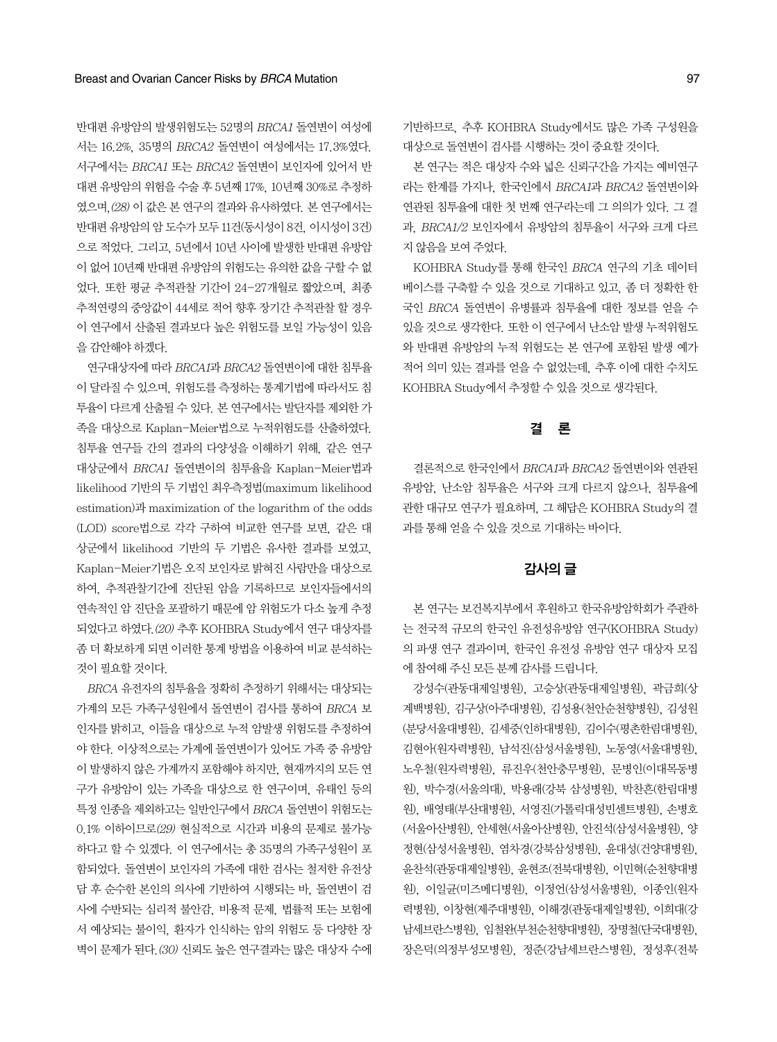반대편 유방암의 발생위험도는 52명의 *BRCA1* 돌연변이 여성에서는 16.2%, 35명의 *BRCA2* 돌연변이 여성에서는 17.3%였다. 서구에서는 *BRCA1* 또는 *BRCA2* 돌연변이 보인자에 있어서 반대편 유방암의 위험을 수술 후 5년째 17%, 10년째 30%로 추정하였으며,(28) 이 값은 본 연구의 결과와 유사하였다. 본 연구에서는 반대편 유방암의 암 도수가 모두 11건(동시성이 8건, 이시성이 3건)으로 적었다. 그리고, 5년에서 10년 사이에 발생한 반대편 유방암이 없어 10년째 반대편 유방암의 위험도는 유의한 값을 구할 수 없었다. 또한 평균 추적관찰 기간이 24-27개월로 짧았으며, 최종 추적연령의 중앙값이 44세로 적어 향후 장기간 추적관찰 할 경우 이 연구에서 산출된 결과보다 높은 위험도를 보일 가능성이 있음을 감안해야 하겠다.

연구대상자에 따라 *BRCA1*과 *BRCA2* 돌연변이에 대한 침투율이 달라질 수 있으며, 위험도를 측정하는 통계기법에 따라서도 침투율이 다르게 산출될 수 있다. 본 연구에서는 발단자를 제외한 가족을 대상으로 Kaplan-Meier법으로 누적위험도를 산출하였다. 침투율 연구들 간의 결과의 다양성을 이해하기 위해, 같은 연구대상군에서 *BRCA1* 돌연변이의 침투율을 Kaplan-Meier법과 likelihood 기반의 두 기법인 최우측정법(maximum likelihood estimation)과 maximization of the logarithm of the odds (LOD) score법으로 각각 구하여 비교한 연구를 보면, 같은 대상군에서 likelihood 기반의 두 기법은 유사한 결과를 보였고, Kaplan-Meier기법은 오직 보인자로 밝혀진 사람만을 대상으로 하여, 추적관찰기간에 진단된 암을 기록하므로 보인자들에서의 연속적인 암 진단을 포괄하기 때문에 암 위험도가 다소 높게 추정되었다고 하였다.(20) 추후 KOHBRA Study에서 연구 대상자를 좀 더 확보하게 되면 이러한 통계 방법을 이용하여 비교 분석하는 것이 필요할 것이다.

*BRCA* 유전자의 침투율을 정확히 추정하기 위해서는 대상되는 가계의 모든 가족구성원에서 돌연변이 검사를 통하여 *BRCA* 보인자를 밝히고, 이들을 대상으로 누적 암발생 위험도를 추정하여야 한다. 이상적으로는 가계에 돌연변이가 있어도 가족 중 유방암이 발생하지 않은 가계까지 포함해야 하지만, 현재까지의 모든 연구가 유방암이 있는 가족을 대상으로 한 연구이며, 유태인 등의 특정 인종을 제외하고는 일반인구에서 *BRCA* 돌연변이 위험도는 0.1% 이하이므로(29) 현실적으로 시간과 비용의 문제로 불가능하다고 할 수 있겠다. 이 연구에서는 총 35명의 가족구성원이 포함되었다. 돌연변이 보인자의 가족에 대한 검사는 철저한 유전상담 후 순수한 본인의 의사에 기반하여 시행되는 바, 돌연변이 검사에 수반되는 심리적 불안감, 비용적 문제, 법률적 또는 보험에서 예상되는 불이익, 환자가 인식하는 암의 위험도 등 다양한 장벽이 문제가 된다.(30) 신뢰도 높은 연구결과는 많은 대상자 수에 기반하므로, 추후 KOHBRA Study에서도 많은 가족 구성원을 대상으로 돌연변이 검사를 시행하는 것이 중요할 것이다.

본 연구는 적은 대상자 수와 넓은 신뢰구간을 가지는 예비연구라는 한계를 가지나, 한국인에서 *BRCA1*과 *BRCA2* 돌연변이와 연관된 침투율에 대한 첫 번째 연구라는데 그 의의가 있다. 그 결과, *BRCA1/2* 보인자에서 유방암의 침투율이 서구와 크게 다르지 않음을 보여 주었다.

KOHBRA Study를 통해 한국인 *BRCA* 연구의 기초 데이터베이스를 구축할 수 있을 것으로 기대하고 있고, 좀 더 정확한 한국인 *BRCA* 돌연변이 유병률과 침투율에 대한 정보를 얻을 수 있을 것으로 생각한다. 또한 이 연구에서 난소암 발생 누적위험도와 반대편 유방암의 누적 위험도는 본 연구에 포함된 발생 예가 적어 의미 있는 결과를 얻을 수 없었는데, 추후 이에 대한 수치도 KOHBRA Study에서 추정할 수 있을 것으로 생각된다.

## 결 론

결론적으로 한국인에서 *BRCA1*과 *BRCA2* 돌연변이와 연관된 유방암, 난소암 침투율은 서구와 크게 다르지 않으나, 침투율에 관한 대규모 연구가 필요하며, 그 해답은 KOHBRA Study의 결과를 통해 얻을 수 있을 것으로 기대하는 바이다.

## 감사의 글

본 연구는 보건복지부에서 후원하고 한국유방암학회가 주관하는 전국적 규모의 한국인 유전성유방암 연구(KOHBRA Study)의 파생 연구 결과이며, 한국인 유전성 유방암 연구 대상자 모집에 참여해 주신 모든 분께 감사를 드립니다.

강성수(관동대제일병원), 고승상(관동대제일병원), 곽금희(상계백병원), 김구상(아주대병원), 김성용(천안순천향병원), 김성원(분당서울대병원), 김세중(인하대병원), 김이수(평촌한림대병원), 김현아(원자력병원), 남석진(삼성서울병원), 노동영(서울대병원), 노우철(원자력병원), 류진우(천안충무병원), 문병인(이대목동병원), 박수경(서울의대), 박용래(강북 삼성병원), 박찬흔(한림대병원), 배영태(부산대병원), 서영진(가톨릭대성빈센트병원), 손병호(서울아산병원), 안세현(서울아산병원), 안진석(삼성서울병원), 양정현(삼성서울병원), 염차경(강북삼성병원), 윤대성(건양대병원), 윤찬석(관동대제일병원), 윤현조(전북대병원), 이민혁(순천향대병원), 이일균(미즈메디병원), 이정언(삼성서울병원), 이종인(원자력병원), 이창현(제주대병원), 이해경(관동대제일병원), 이희대(강남세브란스병원), 임철완(부천순천향대병원), 장명철(단국대병원), 장은덕(의정부성모병원), 정준(강남세브란스병원), 정성후(전북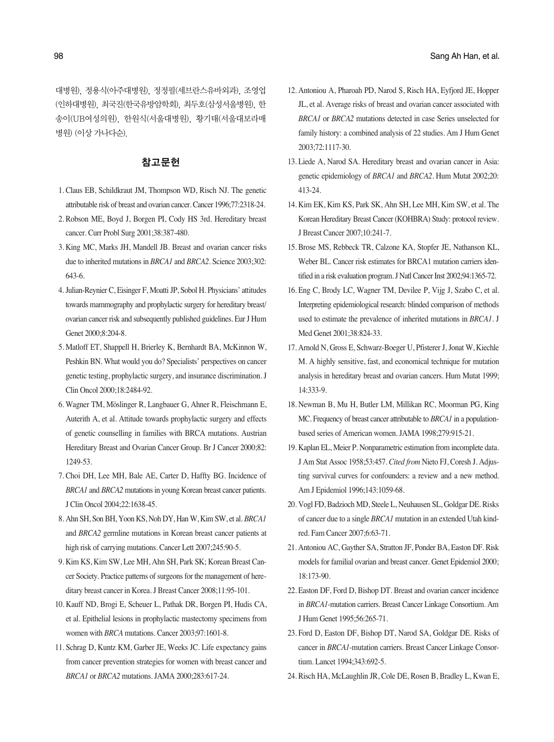대병원), 정용식(아주대병원), 정정필(세브란스유바외과), 조영업(인하대병원), 최국진(한국유방암학회), 최두호(삼성서울병원), 한송이(UB여성의원), 한원식(서울대병원), 황기태(서울대보라매병원) (이상 가나다순).

## 참고문헌

1. Claus EB, Schildkraut JM, Thompson WD, Risch NJ. The genetic attributable risk of breast and ovarian cancer. Cancer 1996;77:2318-24.
2. Robson ME, Boyd J, Borgen PI, Cody HS 3rd. Hereditary breast cancer. Curr Probl Surg 2001;38:387-480.
3. King MC, Marks JH, Mandell JB. Breast and ovarian cancer risks due to inherited mutations in *BRCA1* and *BRCA2*. Science 2003;302:643-6.
4. Julian-Reynier C, Eisinger F, Moatti JP, Sobol H. Physicians' attitudes towards mammography and prophylactic surgery for hereditary breast/ovarian cancer risk and subsequently published guidelines. Eur J Hum Genet 2000;8:204-8.
5. Matloff ET, Shappell H, Brierley K, Bernhardt BA, McKinnon W, Peshkin BN. What would you do? Specialists' perspectives on cancer genetic testing, prophylactic surgery, and insurance discrimination. J Clin Oncol 2000;18:2484-92.
6. Wagner TM, Möslinger R, Langbauer G, Ahner R, Fleischmann E, Auterith A, et al. Attitude towards prophylactic surgery and effects of genetic counselling in families with BRCA mutations. Austrian Hereditary Breast and Ovarian Cancer Group. Br J Cancer 2000;82:1249-53.
7. Choi DH, Lee MH, Bale AE, Carter D, Haffty BG. Incidence of *BRCA1* and *BRCA2* mutations in young Korean breast cancer patients. J Clin Oncol 2004;22:1638-45.
8. Ahn SH, Son BH, Yoon KS, Noh DY, Han W, Kim SW, et al. *BRCA1* and *BRCA2* germline mutations in Korean breast cancer patients at high risk of carrying mutations. Cancer Lett 2007;245:90-5.
9. Kim KS, Kim SW, Lee MH, Ahn SH, Park SK; Korean Breast Cancer Society. Practice patterns of surgeons for the management of hereditary breast cancer in Korea. J Breast Cancer 2008;11:95-101.
10. Kauff ND, Brogi E, Scheuer L, Pathak DR, Borgen PI, Hudis CA, et al. Epithelial lesions in prophylactic mastectomy specimens from women with *BRCA* mutations. Cancer 2003;97:1601-8.
11. Schrag D, Kuntz KM, Garber JE, Weeks JC. Life expectancy gains from cancer prevention strategies for women with breast cancer and *BRCA1* or *BRCA2* mutations. JAMA 2000;283:617-24.
12. Antoniou A, Pharoah PD, Narod S, Risch HA, Eyfjord JE, Hopper JL, et al. Average risks of breast and ovarian cancer associated with *BRCA1* or *BRCA2* mutations detected in case Series unselected for family history: a combined analysis of 22 studies. Am J Hum Genet 2003;72:1117-30.
13. Liede A, Narod SA. Hereditary breast and ovarian cancer in Asia: genetic epidemiology of *BRCA1* and *BRCA2*. Hum Mutat 2002;20:413-24.
14. Kim EK, Kim KS, Park SK, Ahn SH, Lee MH, Kim SW, et al. The Korean Hereditary Breast Cancer (KOHBRA) Study: protocol review. J Breast Cancer 2007;10:241-7.
15. Brose MS, Rebbeck TR, Calzone KA, Stopfer JE, Nathanson KL, Weber BL. Cancer risk estimates for BRCA1 mutation carriers identified in a risk evaluation program. J Natl Cancer Inst 2002;94:1365-72.
16. Eng C, Brody LC, Wagner TM, Devilee P, Vijg J, Szabo C, et al. Interpreting epidemiological research: blinded comparison of methods used to estimate the prevalence of inherited mutations in *BRCA1*. J Med Genet 2001;38:824-33.
17. Arnold N, Gross E, Schwarz-Boeger U, Pfisterer J, Jonat W, Kiechle M. A highly sensitive, fast, and economical technique for mutation analysis in hereditary breast and ovarian cancers. Hum Mutat 1999;14:333-9.
18. Newman B, Mu H, Butler LM, Millikan RC, Moorman PG, King MC. Frequency of breast cancer attributable to *BRCA1* in a population-based series of American women. JAMA 1998;279:915-21.
19. Kaplan EL, Meier P. Nonparametric estimation from incomplete data. J Am Stat Assoc 1958;53:457. *Cited from* Nieto FJ, Coresh J. Adjusting survival curves for confounders: a review and a new method. Am J Epidemiol 1996;143:1059-68.
20. Vogl FD, Badzioch MD, Steele L, Neuhausen SL, Goldgar DE. Risks of cancer due to a single *BRCA1* mutation in an extended Utah kindred. Fam Cancer 2007;6:63-71.
21. Antoniou AC, Gayther SA, Stratton JF, Ponder BA, Easton DF. Risk models for familial ovarian and breast cancer. Genet Epidemiol 2000;18:173-90.
22. Easton DF, Ford D, Bishop DT. Breast and ovarian cancer incidence in *BRCA1*-mutation carriers. Breast Cancer Linkage Consortium. Am J Hum Genet 1995;56:265-71.
23. Ford D, Easton DF, Bishop DT, Narod SA, Goldgar DE. Risks of cancer in *BRCA1*-mutation carriers. Breast Cancer Linkage Consortium. Lancet 1994;343:692-5.
24. Risch HA, McLaughlin JR, Cole DE, Rosen B, Bradley L, Kwan E,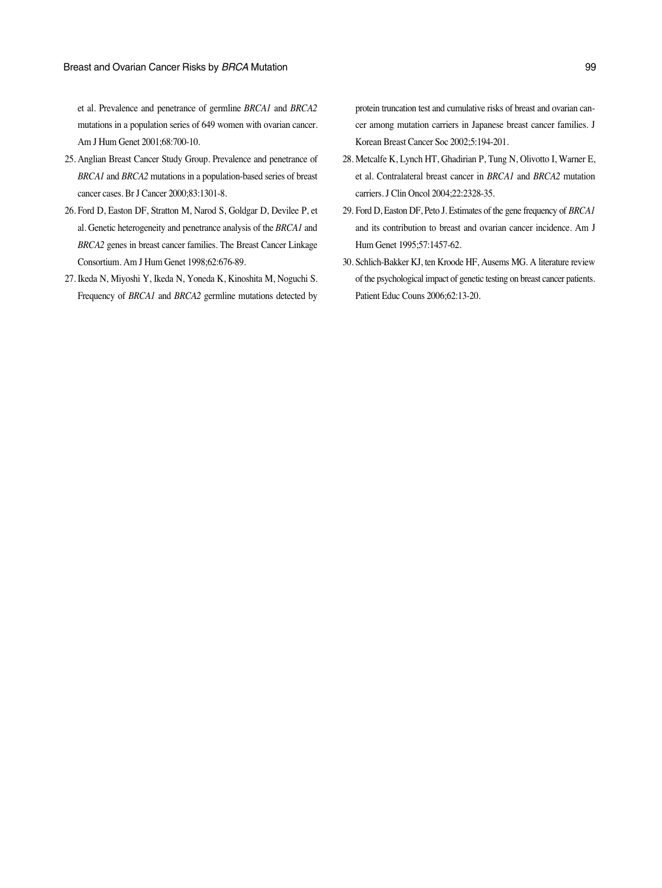et al. Prevalence and penetrance of germline *BRCA1* and *BRCA2* mutations in a population series of 649 women with ovarian cancer. Am J Hum Genet 2001;68:700-10.

25. Anglian Breast Cancer Study Group. Prevalence and penetrance of *BRCA1* and *BRCA2* mutations in a population-based series of breast cancer cases. Br J Cancer 2000;83:1301-8.
26. Ford D, Easton DF, Stratton M, Narod S, Goldgar D, Devilee P, et al. Genetic heterogeneity and penetrance analysis of the *BRCA1* and *BRCA2* genes in breast cancer families. The Breast Cancer Linkage Consortium. Am J Hum Genet 1998;62:676-89.
27. Ikeda N, Miyoshi Y, Ikeda N, Yoneda K, Kinoshita M, Noguchi S. Frequency of *BRCA1* and *BRCA2* germline mutations detected by protein truncation test and cumulative risks of breast and ovarian cancer among mutation carriers in Japanese breast cancer families. J Korean Breast Cancer Soc 2002;5:194-201.
28. Metcalfe K, Lynch HT, Ghadirian P, Tung N, Olivotto I, Warner E, et al. Contralateral breast cancer in *BRCA1* and *BRCA2* mutation carriers. J Clin Oncol 2004;22:2328-35.
29. Ford D, Easton DF, Peto J. Estimates of the gene frequency of *BRCA1* and its contribution to breast and ovarian cancer incidence. Am J Hum Genet 1995;57:1457-62.
30. Schlich-Bakker KJ, ten Kroode HF, Ausems MG. A literature review of the psychological impact of genetic testing on breast cancer patients. Patient Educ Couns 2006;62:13-20.